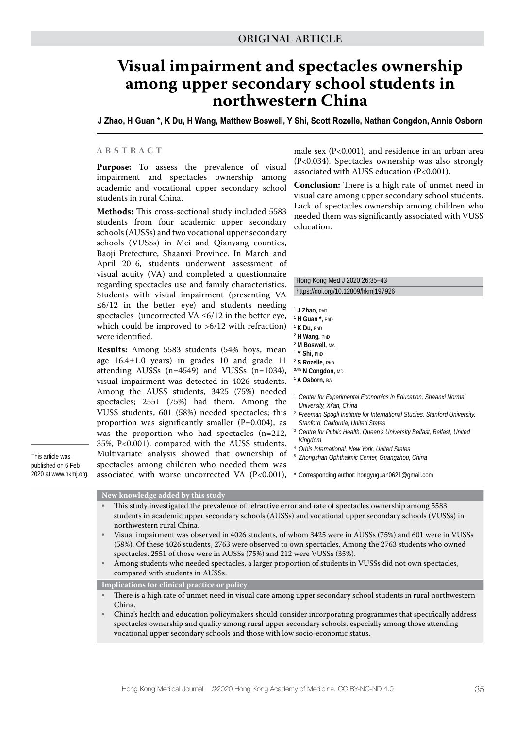ORIGINAL ARTICLE

# Visual impairment and spectacles ownership among upper secondary school students in northwestern China

**J Zhao, H Guan \*, K Du, H Wang, Matthew Boswell, Y Shi, Scott Rozelle, Nathan Congdon, Annie Osborn**

## ABSTRACT

**Purpose:** To assess the prevalence of visual impairment and spectacles ownership among academic and vocational upper secondary school students in rural China.

**Methods:** This cross-sectional study included 5583 students from four academic upper secondary schools (AUSSs) and two vocational upper secondary schools (VUSSs) in Mei and Qianyang counties, Baoji Prefecture, Shaanxi Province. In March and April 2016, students underwent assessment of visual acuity (VA) and completed a questionnaire regarding spectacles use and family characteristics. Students with visual impairment (presenting VA ≤6/12 in the better eye) and students needing spectacles (uncorrected VA ≤6/12 in the better eye, which could be improved to >6/12 with refraction) were identified.

**Results:** Among 5583 students (54% boys, mean age 16.4±1.0 years) in grades 10 and grade 11 attending AUSSs (n=4549) and VUSSs (n=1034), visual impairment was detected in 4026 students. Among the AUSS students, 3425 (75%) needed spectacles; 2551 (75%) had them. Among the VUSS students, 601 (58%) needed spectacles; this proportion was significantly smaller (P=0.004), as was the proportion who had spectacles (n=212, 35%, P<0.001), compared with the AUSS students. Multivariate analysis showed that ownership of spectacles among children who needed them was associated with worse uncorrected VA (P<0.001), male sex (P<0.001), and residence in an urban area (P<0.034). Spectacles ownership was also strongly associated with AUSS education (P<0.001).

**Conclusion:** There is a high rate of unmet need in visual care among upper secondary school students. Lack of spectacles ownership among children who needed them was significantly associated with VUSS education.

Hong Kong Med J 2020;26:35–43

https://doi.org/10.12809/hkmj197926

[1] **J Zhao,** PhD
[1] **H Guan \*,** PhD
[1] **K Du,** PhD
[2] **H Wang,** PhD
[2] **M Boswell,** MA
[1] **Y Shi,** PhD
[2] **S Rozelle,** PhD
[3,4,5] **N Congdon,** MD
[1] **A Osborn,** BA

[1] *Center for Experimental Economics in Education, Shaanxi Normal University, Xi'an, China*
[2] *Freeman Spogli Institute for International Studies, Stanford University, Stanford, California, United States*
[3] *Centre for Public Health, Queen's University Belfast, Belfast, United Kingdom*
[4] *Orbis International, New York, United States*
[5] *Zhongshan Ophthalmic Center, Guangzhou, China*

\* Corresponding author: hongyuguan0621@gmail.com

This article was published on 6 Feb 2020 at www.hkmj.org.

### New knowledge added by this study

- This study investigated the prevalence of refractive error and rate of spectacles ownership among 5583 students in academic upper secondary schools (AUSSs) and vocational upper secondary schools (VUSSs) in northwestern rural China.
- Visual impairment was observed in 4026 students, of whom 3425 were in AUSSs (75%) and 601 were in VUSSs (58%). Of these 4026 students, 2763 were observed to own spectacles. Among the 2763 students who owned spectacles, 2551 of those were in AUSSs (75%) and 212 were VUSSs (35%).
- Among students who needed spectacles, a larger proportion of students in VUSSs did not own spectacles, compared with students in AUSSs.

### Implications for clinical practice or policy

- There is a high rate of unmet need in visual care among upper secondary school students in rural northwestern China.
- China's health and education policymakers should consider incorporating programmes that specifically address spectacles ownership and quality among rural upper secondary schools, especially among those attending vocational upper secondary schools and those with low socio-economic status.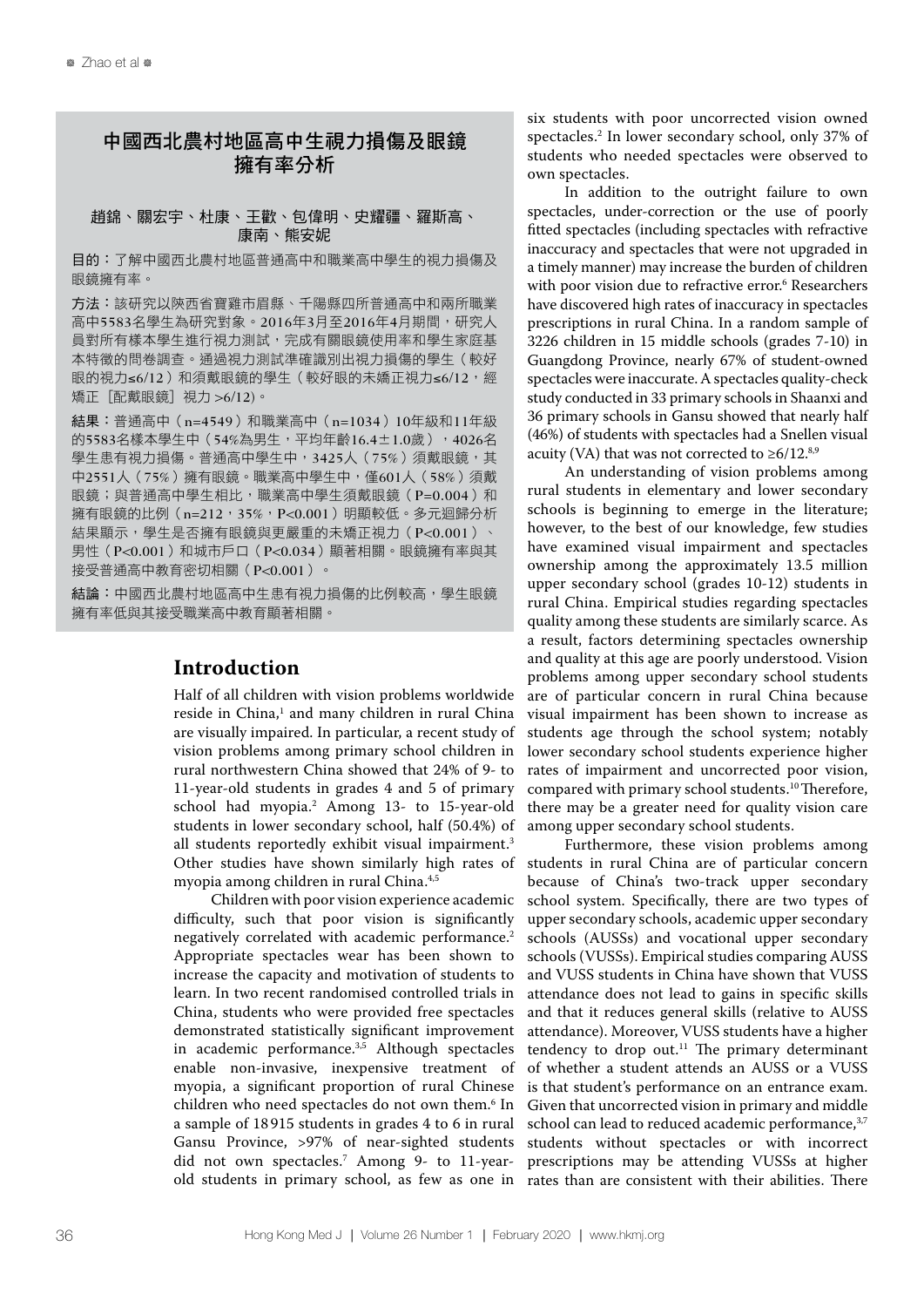## 中國西北農村地區高中生視力損傷及眼鏡擁有率分析

**趙錦、關宏宇、杜康、王歡、包偉明、史耀疆、羅斯高、康南、熊安妮**

**目的**：了解中國西北農村地區普通高中和職業高中學生的視力損傷及眼鏡擁有率。

**方法**：該研究以陝西省寶雞市眉縣、千陽縣四所普通高中和兩所職業高中5583名學生為研究對象。2016年3月至2016年4月期間，研究人員對所有樣本學生進行視力測試，完成有關眼鏡使用率和學生家庭基本特徵的問卷調查。通過視力測試準確識別出視力損傷的學生（較好眼的視力≤6/12）和須戴眼鏡的學生（較好眼的未矯正視力≤6/12，經矯正［配戴眼鏡］視力 >6/12）。

**結果**：普通高中（n=4549）和職業高中（n=1034）10年級和11年級的5583名樣本學生中（54%為男生，平均年齡16.4±1.0歲），4026名學生患有視力損傷。普通高中學生中，3425人（75%）須戴眼鏡，其中2551人（75%）擁有眼鏡。職業高中學生中，僅601人（58%）須戴眼鏡；與普通高中學生相比，職業高中學生須戴眼鏡（P=0.004）和擁有眼鏡的比例（n=212，35%，P<0.001）明顯較低。多元迴歸分析結果顯示，學生是否擁有眼鏡與更嚴重的未矯正視力（P<0.001）、男性（P<0.001）和城市戶口（P<0.034）顯著相關。眼鏡擁有率與其接受普通高中教育密切相關（P<0.001）。

**結論**：中國西北農村地區高中生患有視力損傷的比例較高，學生眼鏡擁有率低與其接受職業高中教育顯著相關。

## Introduction

Half of all children with vision problems worldwide reside in China,[1] and many children in rural China are visually impaired. In particular, a recent study of vision problems among primary school children in rural northwestern China showed that 24% of 9- to 11-year-old students in grades 4 and 5 of primary school had myopia.[2] Among 13- to 15-year-old students in lower secondary school, half (50.4%) of all students reportedly exhibit visual impairment.[3] Other studies have shown similarly high rates of myopia among children in rural China.[4,5]

Children with poor vision experience academic difficulty, such that poor vision is significantly negatively correlated with academic performance.[2] Appropriate spectacles wear has been shown to increase the capacity and motivation of students to learn. In two recent randomised controlled trials in China, students who were provided free spectacles demonstrated statistically significant improvement in academic performance.[3,5] Although spectacles enable non-invasive, inexpensive treatment of myopia, a significant proportion of rural Chinese children who need spectacles do not own them.[6] In a sample of 18 915 students in grades 4 to 6 in rural Gansu Province, >97% of near-sighted students did not own spectacles.[7] Among 9- to 11-year-old students in primary school, as few as one in six students with poor uncorrected vision owned spectacles.[2] In lower secondary school, only 37% of students who needed spectacles were observed to own spectacles.

In addition to the outright failure to own spectacles, under-correction or the use of poorly fitted spectacles (including spectacles with refractive inaccuracy and spectacles that were not upgraded in a timely manner) may increase the burden of children with poor vision due to refractive error.[6] Researchers have discovered high rates of inaccuracy in spectacles prescriptions in rural China. In a random sample of 3226 children in 15 middle schools (grades 7-10) in Guangdong Province, nearly 67% of student-owned spectacles were inaccurate. A spectacles quality-check study conducted in 33 primary schools in Shaanxi and 36 primary schools in Gansu showed that nearly half (46%) of students with spectacles had a Snellen visual acuity (VA) that was not corrected to ≥6/12.[8,9]

An understanding of vision problems among rural students in elementary and lower secondary schools is beginning to emerge in the literature; however, to the best of our knowledge, few studies have examined visual impairment and spectacles ownership among the approximately 13.5 million upper secondary school (grades 10-12) students in rural China. Empirical studies regarding spectacles quality among these students are similarly scarce. As a result, factors determining spectacles ownership and quality at this age are poorly understood. Vision problems among upper secondary school students are of particular concern in rural China because visual impairment has been shown to increase as students age through the school system; notably lower secondary school students experience higher rates of impairment and uncorrected poor vision, compared with primary school students.[10] Therefore, there may be a greater need for quality vision care among upper secondary school students.

Furthermore, these vision problems among students in rural China are of particular concern because of China's two-track upper secondary school system. Specifically, there are two types of upper secondary schools, academic upper secondary schools (AUSSs) and vocational upper secondary schools (VUSSs). Empirical studies comparing AUSS and VUSS students in China have shown that VUSS attendance does not lead to gains in specific skills and that it reduces general skills (relative to AUSS attendance). Moreover, VUSS students have a higher tendency to drop out.[11] The primary determinant of whether a student attends an AUSS or a VUSS is that student's performance on an entrance exam. Given that uncorrected vision in primary and middle school can lead to reduced academic performance,[3,7] students without spectacles or with incorrect prescriptions may be attending VUSSs at higher rates than are consistent with their abilities. There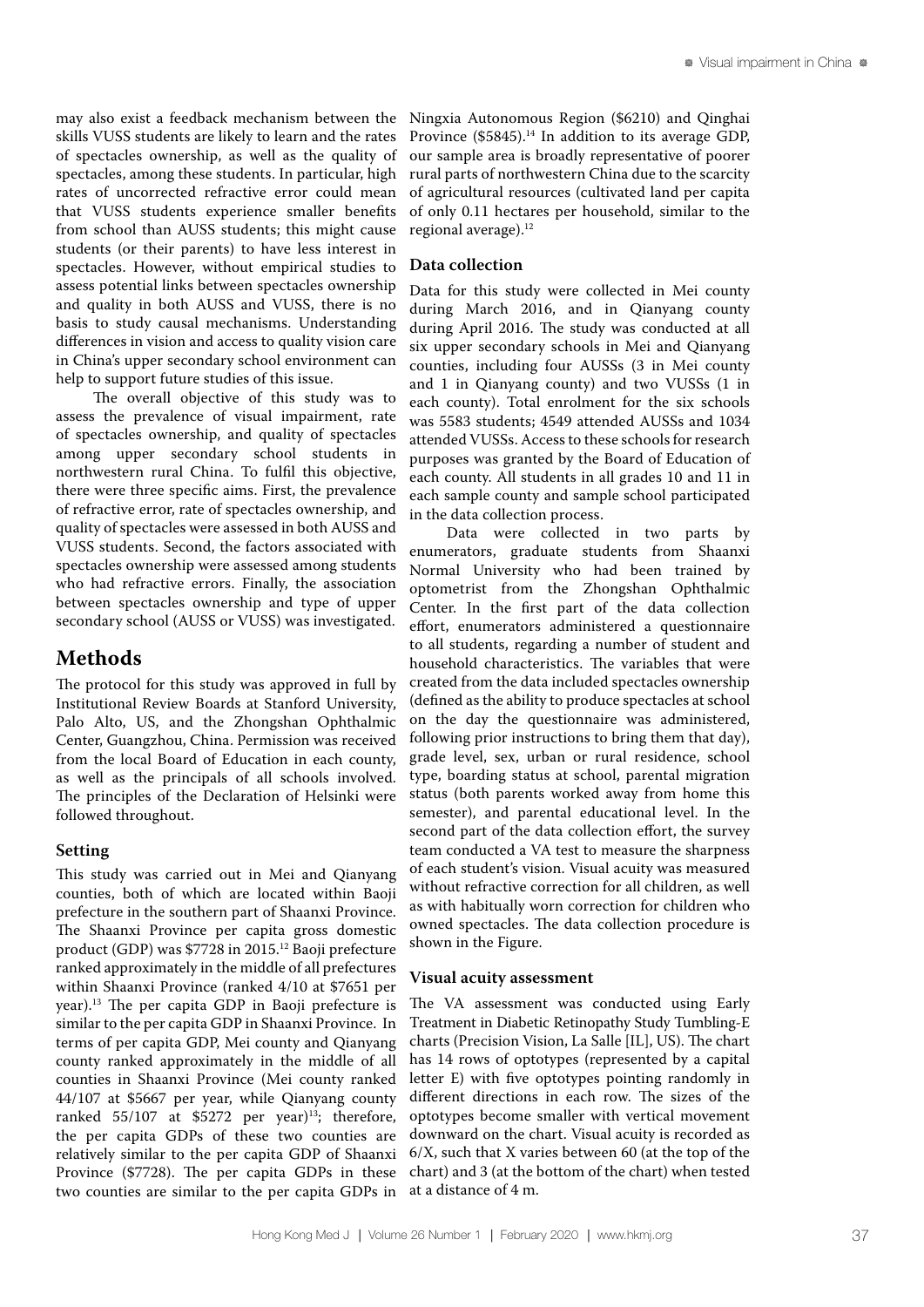may also exist a feedback mechanism between the skills VUSS students are likely to learn and the rates of spectacles ownership, as well as the quality of spectacles, among these students. In particular, high rates of uncorrected refractive error could mean that VUSS students experience smaller benefits from school than AUSS students; this might cause students (or their parents) to have less interest in spectacles. However, without empirical studies to assess potential links between spectacles ownership and quality in both AUSS and VUSS, there is no basis to study causal mechanisms. Understanding differences in vision and access to quality vision care in China's upper secondary school environment can help to support future studies of this issue.

The overall objective of this study was to assess the prevalence of visual impairment, rate of spectacles ownership, and quality of spectacles among upper secondary school students in northwestern rural China. To fulfil this objective, there were three specific aims. First, the prevalence of refractive error, rate of spectacles ownership, and quality of spectacles were assessed in both AUSS and VUSS students. Second, the factors associated with spectacles ownership were assessed among students who had refractive errors. Finally, the association between spectacles ownership and type of upper secondary school (AUSS or VUSS) was investigated.

# Methods

The protocol for this study was approved in full by Institutional Review Boards at Stanford University, Palo Alto, US, and the Zhongshan Ophthalmic Center, Guangzhou, China. Permission was received from the local Board of Education in each county, as well as the principals of all schools involved. The principles of the Declaration of Helsinki were followed throughout.

## Setting

This study was carried out in Mei and Qianyang counties, both of which are located within Baoji prefecture in the southern part of Shaanxi Province. The Shaanxi Province per capita gross domestic product (GDP) was \$7728 in 2015.[12] Baoji prefecture ranked approximately in the middle of all prefectures within Shaanxi Province (ranked 4/10 at \$7651 per year).[13] The per capita GDP in Baoji prefecture is similar to the per capita GDP in Shaanxi Province. In terms of per capita GDP, Mei county and Qianyang county ranked approximately in the middle of all counties in Shaanxi Province (Mei county ranked 44/107 at \$5667 per year, while Qianyang county ranked 55/107 at \$5272 per year)[13]; therefore, the per capita GDPs of these two counties are relatively similar to the per capita GDP of Shaanxi Province (\$7728). The per capita GDPs in these two counties are similar to the per capita GDPs in Ningxia Autonomous Region (\$6210) and Qinghai Province (\$5845).[14] In addition to its average GDP, our sample area is broadly representative of poorer rural parts of northwestern China due to the scarcity of agricultural resources (cultivated land per capita of only 0.11 hectares per household, similar to the regional average).[12]

## Data collection

Data for this study were collected in Mei county during March 2016, and in Qianyang county during April 2016. The study was conducted at all six upper secondary schools in Mei and Qianyang counties, including four AUSSs (3 in Mei county and 1 in Qianyang county) and two VUSSs (1 in each county). Total enrolment for the six schools was 5583 students; 4549 attended AUSSs and 1034 attended VUSSs. Access to these schools for research purposes was granted by the Board of Education of each county. All students in all grades 10 and 11 in each sample county and sample school participated in the data collection process.

Data were collected in two parts by enumerators, graduate students from Shaanxi Normal University who had been trained by optometrist from the Zhongshan Ophthalmic Center. In the first part of the data collection effort, enumerators administered a questionnaire to all students, regarding a number of student and household characteristics. The variables that were created from the data included spectacles ownership (defined as the ability to produce spectacles at school on the day the questionnaire was administered, following prior instructions to bring them that day), grade level, sex, urban or rural residence, school type, boarding status at school, parental migration status (both parents worked away from home this semester), and parental educational level. In the second part of the data collection effort, the survey team conducted a VA test to measure the sharpness of each student's vision. Visual acuity was measured without refractive correction for all children, as well as with habitually worn correction for children who owned spectacles. The data collection procedure is shown in the Figure.

## Visual acuity assessment

The VA assessment was conducted using Early Treatment in Diabetic Retinopathy Study Tumbling-E charts (Precision Vision, La Salle [IL], US). The chart has 14 rows of optotypes (represented by a capital letter E) with five optotypes pointing randomly in different directions in each row. The sizes of the optotypes become smaller with vertical movement downward on the chart. Visual acuity is recorded as 6/X, such that X varies between 60 (at the top of the chart) and 3 (at the bottom of the chart) when tested at a distance of 4 m.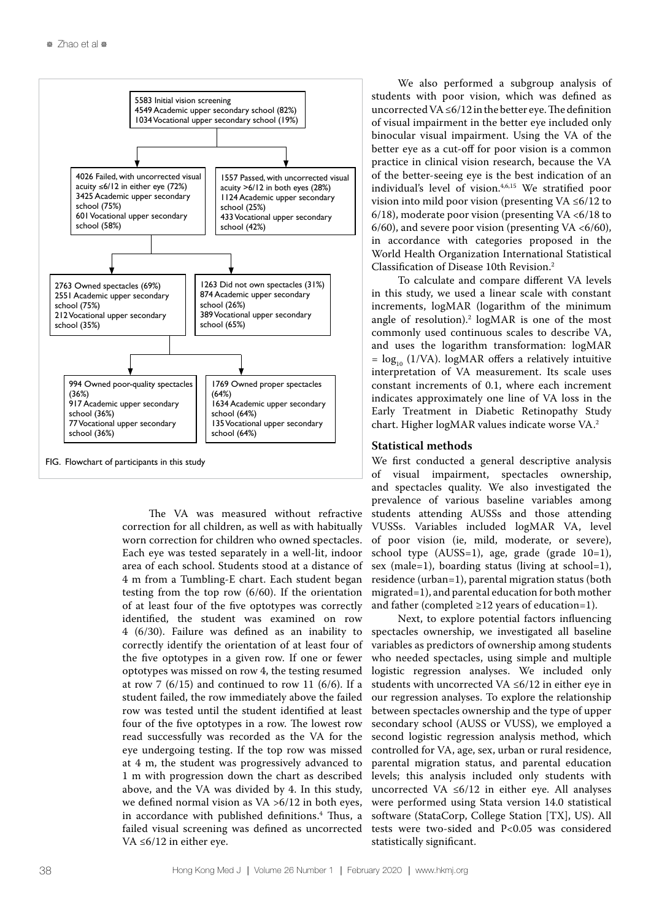5583 Initial vision screening
4549 Academic upper secondary school (82%)
1034 Vocational upper secondary school (19%)

4026 Failed, with uncorrected visual acuity ≤6/12 in either eye (72%)
3425 Academic upper secondary school (75%)
601 Vocational upper secondary school (58%)

1557 Passed, with uncorrected visual acuity >6/12 in both eyes (28%)
1124 Academic upper secondary school (25%)
433 Vocational upper secondary school (42%)

2763 Owned spectacles (69%)
2551 Academic upper secondary school (75%)
212 Vocational upper secondary school (35%)

1263 Did not own spectacles (31%)
874 Academic upper secondary school (26%)
389 Vocational upper secondary school (65%)

994 Owned poor-quality spectacles (36%)
917 Academic upper secondary school (36%)
77 Vocational upper secondary school (36%)

1769 Owned proper spectacles (64%)
1634 Academic upper secondary school (64%)
135 Vocational upper secondary school (64%)

FIG. Flowchart of participants in this study

The VA was measured without refractive correction for all children, as well as with habitually worn correction for children who owned spectacles. Each eye was tested separately in a well-lit, indoor area of each school. Students stood at a distance of 4 m from a Tumbling-E chart. Each student began testing from the top row (6/60). If the orientation of at least four of the five optotypes was correctly identified, the student was examined on row 4 (6/30). Failure was defined as an inability to correctly identify the orientation of at least four of the five optotypes in a given row. If one or fewer optotypes was missed on row 4, the testing resumed at row 7 (6/15) and continued to row 11 (6/6). If a student failed, the row immediately above the failed row was tested until the student identified at least four of the five optotypes in a row. The lowest row read successfully was recorded as the VA for the eye undergoing testing. If the top row was missed at 4 m, the student was progressively advanced to 1 m with progression down the chart as described above, and the VA was divided by 4. In this study, we defined normal vision as VA >6/12 in both eyes, in accordance with published definitions.[4] Thus, a failed visual screening was defined as uncorrected VA ≤6/12 in either eye.

We also performed a subgroup analysis of students with poor vision, which was defined as uncorrected VA ≤6/12 in the better eye. The definition of visual impairment in the better eye included only binocular visual impairment. Using the VA of the better eye as a cut-off for poor vision is a common practice in clinical vision research, because the VA of the better-seeing eye is the best indication of an individual's level of vision.[4,6,15] We stratified poor vision into mild poor vision (presenting VA ≤6/12 to 6/18), moderate poor vision (presenting VA <6/18 to 6/60), and severe poor vision (presenting VA <6/60), in accordance with categories proposed in the World Health Organization International Statistical Classification of Disease 10th Revision.[2]

To calculate and compare different VA levels in this study, we used a linear scale with constant increments, logMAR (logarithm of the minimum angle of resolution).[2] logMAR is one of the most commonly used continuous scales to describe VA, and uses the logarithm transformation: logMAR = $\log_{10}$ (1/VA). logMAR offers a relatively intuitive interpretation of VA measurement. Its scale uses constant increments of 0.1, where each increment indicates approximately one line of VA loss in the Early Treatment in Diabetic Retinopathy Study chart. Higher logMAR values indicate worse VA.[2]

### Statistical methods

We first conducted a general descriptive analysis of visual impairment, spectacles ownership, and spectacles quality. We also investigated the prevalence of various baseline variables among students attending AUSSs and those attending VUSSs. Variables included logMAR VA, level of poor vision (ie, mild, moderate, or severe), school type (AUSS=1), age, grade (grade 10=1), sex (male=1), boarding status (living at school=1), residence (urban=1), parental migration status (both migrated=1), and parental education for both mother and father (completed ≥12 years of education=1).

Next, to explore potential factors influencing spectacles ownership, we investigated all baseline variables as predictors of ownership among students who needed spectacles, using simple and multiple logistic regression analyses. We included only students with uncorrected VA ≤6/12 in either eye in our regression analyses. To explore the relationship between spectacles ownership and the type of upper secondary school (AUSS or VUSS), we employed a second logistic regression analysis method, which controlled for VA, age, sex, urban or rural residence, parental migration status, and parental education levels; this analysis included only students with uncorrected VA ≤6/12 in either eye. All analyses were performed using Stata version 14.0 statistical software (StataCorp, College Station [TX], US). All tests were two-sided and P<0.05 was considered statistically significant.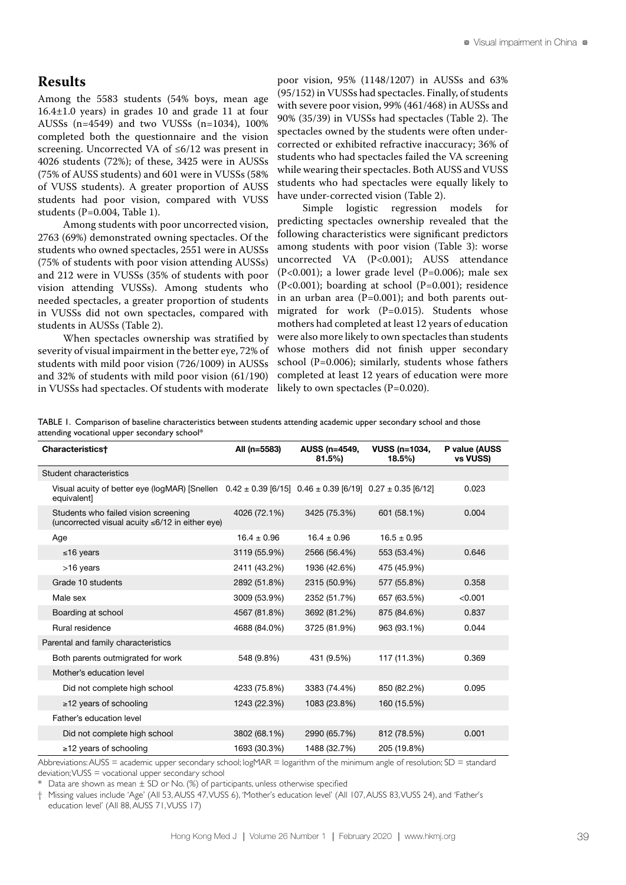## Results

Among the 5583 students (54% boys, mean age 16.4±1.0 years) in grades 10 and grade 11 at four AUSSs (n=4549) and two VUSSs (n=1034), 100% completed both the questionnaire and the vision screening. Uncorrected VA of ≤6/12 was present in 4026 students (72%); of these, 3425 were in AUSSs (75% of AUSS students) and 601 were in VUSSs (58% of VUSS students). A greater proportion of AUSS students had poor vision, compared with VUSS students (P=0.004, Table 1).

Among students with poor uncorrected vision, 2763 (69%) demonstrated owning spectacles. Of the students who owned spectacles, 2551 were in AUSSs (75% of students with poor vision attending AUSSs) and 212 were in VUSSs (35% of students with poor vision attending VUSSs). Among students who needed spectacles, a greater proportion of students in VUSSs did not own spectacles, compared with students in AUSSs (Table 2).

When spectacles ownership was stratified by severity of visual impairment in the better eye, 72% of students with mild poor vision (726/1009) in AUSSs and 32% of students with mild poor vision (61/190) in VUSSs had spectacles. Of students with moderate poor vision, 95% (1148/1207) in AUSSs and 63% (95/152) in VUSSs had spectacles. Finally, of students with severe poor vision, 99% (461/468) in AUSSs and 90% (35/39) in VUSSs had spectacles (Table 2). The spectacles owned by the students were often under-corrected or exhibited refractive inaccuracy; 36% of students who had spectacles failed the VA screening while wearing their spectacles. Both AUSS and VUSS students who had spectacles were equally likely to have under-corrected vision (Table 2).

Simple logistic regression models for predicting spectacles ownership revealed that the following characteristics were significant predictors among students with poor vision (Table 3): worse uncorrected VA (P<0.001); AUSS attendance (P<0.001); a lower grade level (P=0.006); male sex (P<0.001); boarding at school (P=0.001); residence in an urban area (P=0.001); and both parents out-migrated for work (P=0.015). Students whose mothers had completed at least 12 years of education were also more likely to own spectacles than students whose mothers did not finish upper secondary school (P=0.006); similarly, students whose fathers completed at least 12 years of education were more likely to own spectacles (P=0.020).

TABLE 1. Comparison of baseline characteristics between students attending academic upper secondary school and those attending vocational upper secondary school*

| Characteristics† | All (n=5583) | AUSS (n=4549, 81.5%) | VUSS (n=1034, 18.5%) | P value (AUSS vs VUSS) |
|---|---|---|---|---|
| Student characteristics | | | | |
| Visual acuity of better eye (logMAR) [Snellen equivalent] | 0.42 ± 0.39 [6/15] | 0.46 ± 0.39 [6/19] | 0.27 ± 0.35 [6/12] | 0.023 |
| Students who failed vision screening (uncorrected visual acuity ≤6/12 in either eye) | 4026 (72.1%) | 3425 (75.3%) | 601 (58.1%) | 0.004 |
| Age | 16.4 ± 0.96 | 16.4 ± 0.96 | 16.5 ± 0.95 | |
| ≤16 years | 3119 (55.9%) | 2566 (56.4%) | 553 (53.4%) | 0.646 |
| >16 years | 2411 (43.2%) | 1936 (42.6%) | 475 (45.9%) | |
| Grade 10 students | 2892 (51.8%) | 2315 (50.9%) | 577 (55.8%) | 0.358 |
| Male sex | 3009 (53.9%) | 2352 (51.7%) | 657 (63.5%) | <0.001 |
| Boarding at school | 4567 (81.8%) | 3692 (81.2%) | 875 (84.6%) | 0.837 |
| Rural residence | 4688 (84.0%) | 3725 (81.9%) | 963 (93.1%) | 0.044 |
| Parental and family characteristics | | | | |
| Both parents outmigrated for work | 548 (9.8%) | 431 (9.5%) | 117 (11.3%) | 0.369 |
| Mother's education level | | | | |
| Did not complete high school | 4233 (75.8%) | 3383 (74.4%) | 850 (82.2%) | 0.095 |
| ≥12 years of schooling | 1243 (22.3%) | 1083 (23.8%) | 160 (15.5%) | |
| Father's education level | | | | |
| Did not complete high school | 3802 (68.1%) | 2990 (65.7%) | 812 (78.5%) | 0.001 |
| ≥12 years of schooling | 1693 (30.3%) | 1488 (32.7%) | 205 (19.8%) | |

Abbreviations: AUSS = academic upper secondary school; logMAR = logarithm of the minimum angle of resolution; SD = standard deviation; VUSS = vocational upper secondary school

\* Data are shown as mean ± SD or No. (%) of participants, unless otherwise specified

† Missing values include 'Age' (All 53, AUSS 47, VUSS 6), 'Mother's education level' (All 107, AUSS 83, VUSS 24), and 'Father's education level' (All 88, AUSS 71, VUSS 17)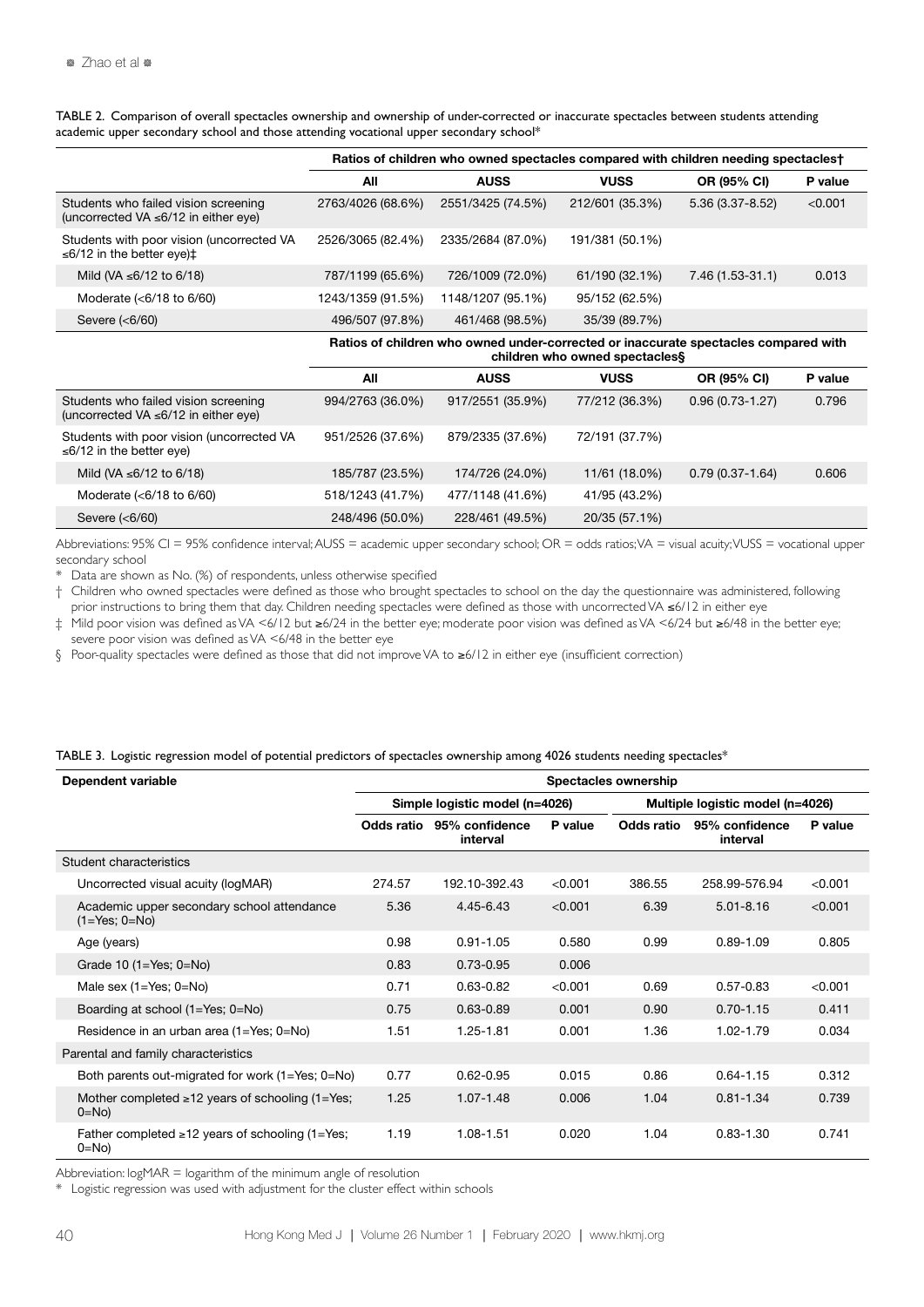TABLE 2. Comparison of overall spectacles ownership and ownership of under-corrected or inaccurate spectacles between students attending academic upper secondary school and those attending vocational upper secondary school*

| | Ratios of children who owned spectacles compared with children needing spectacles† | | | | |
|---|---|---|---|---|---|
| | All | AUSS | VUSS | OR (95% CI) | P value |
| Students who failed vision screening (uncorrected VA ≤6/12 in either eye) | 2763/4026 (68.6%) | 2551/3425 (74.5%) | 212/601 (35.3%) | 5.36 (3.37-8.52) | <0.001 |
| Students with poor vision (uncorrected VA ≤6/12 in the better eye)‡ | 2526/3065 (82.4%) | 2335/2684 (87.0%) | 191/381 (50.1%) | | |
| Mild (VA ≤6/12 to 6/18) | 787/1199 (65.6%) | 726/1009 (72.0%) | 61/190 (32.1%) | 7.46 (1.53-31.1) | 0.013 |
| Moderate (<6/18 to 6/60) | 1243/1359 (91.5%) | 1148/1207 (95.1%) | 95/152 (62.5%) | | |
| Severe (<6/60) | 496/507 (97.8%) | 461/468 (98.5%) | 35/39 (89.7%) | | |
| | Ratios of children who owned under-corrected or inaccurate spectacles compared with children who owned spectacles§ | | | | |
| | All | AUSS | VUSS | OR (95% CI) | P value |
| Students who failed vision screening (uncorrected VA ≤6/12 in either eye) | 994/2763 (36.0%) | 917/2551 (35.9%) | 77/212 (36.3%) | 0.96 (0.73-1.27) | 0.796 |
| Students with poor vision (uncorrected VA ≤6/12 in the better eye) | 951/2526 (37.6%) | 879/2335 (37.6%) | 72/191 (37.7%) | | |
| Mild (VA ≤6/12 to 6/18) | 185/787 (23.5%) | 174/726 (24.0%) | 11/61 (18.0%) | 0.79 (0.37-1.64) | 0.606 |
| Moderate (<6/18 to 6/60) | 518/1243 (41.7%) | 477/1148 (41.6%) | 41/95 (43.2%) | | |
| Severe (<6/60) | 248/496 (50.0%) | 228/461 (49.5%) | 20/35 (57.1%) | | |

Abbreviations: 95% CI = 95% confidence interval; AUSS = academic upper secondary school; OR = odds ratios; VA = visual acuity; VUSS = vocational upper secondary school

\* Data are shown as No. (%) of respondents, unless otherwise specified

† Children who owned spectacles were defined as those who brought spectacles to school on the day the questionnaire was administered, following prior instructions to bring them that day. Children needing spectacles were defined as those with uncorrected VA ≤6/12 in either eye

‡ Mild poor vision was defined as VA <6/12 but ≥6/24 in the better eye; moderate poor vision was defined as VA <6/24 but ≥6/48 in the better eye; severe poor vision was defined as VA <6/48 in the better eye

§ Poor-quality spectacles were defined as those that did not improve VA to ≥6/12 in either eye (insufficient correction)

TABLE 3. Logistic regression model of potential predictors of spectacles ownership among 4026 students needing spectacles*

| Dependent variable | Spectacles ownership | | | | | |
|---|---|---|---|---|---|---|
| | Simple logistic model (n=4026) | | | Multiple logistic model (n=4026) | | |
| | Odds ratio | 95% confidence interval | P value | Odds ratio | 95% confidence interval | P value |
| Student characteristics | | | | | | |
| Uncorrected visual acuity (logMAR) | 274.57 | 192.10-392.43 | <0.001 | 386.55 | 258.99-576.94 | <0.001 |
| Academic upper secondary school attendance (1=Yes; 0=No) | 5.36 | 4.45-6.43 | <0.001 | 6.39 | 5.01-8.16 | <0.001 |
| Age (years) | 0.98 | 0.91-1.05 | 0.580 | 0.99 | 0.89-1.09 | 0.805 |
| Grade 10 (1=Yes; 0=No) | 0.83 | 0.73-0.95 | 0.006 | | | |
| Male sex (1=Yes; 0=No) | 0.71 | 0.63-0.82 | <0.001 | 0.69 | 0.57-0.83 | <0.001 |
| Boarding at school (1=Yes; 0=No) | 0.75 | 0.63-0.89 | 0.001 | 0.90 | 0.70-1.15 | 0.411 |
| Residence in an urban area (1=Yes; 0=No) | 1.51 | 1.25-1.81 | 0.001 | 1.36 | 1.02-1.79 | 0.034 |
| Parental and family characteristics | | | | | | |
| Both parents out-migrated for work (1=Yes; 0=No) | 0.77 | 0.62-0.95 | 0.015 | 0.86 | 0.64-1.15 | 0.312 |
| Mother completed ≥12 years of schooling (1=Yes; 0=No) | 1.25 | 1.07-1.48 | 0.006 | 1.04 | 0.81-1.34 | 0.739 |
| Father completed ≥12 years of schooling (1=Yes; 0=No) | 1.19 | 1.08-1.51 | 0.020 | 1.04 | 0.83-1.30 | 0.741 |

Abbreviation: logMAR = logarithm of the minimum angle of resolution

\* Logistic regression was used with adjustment for the cluster effect within schools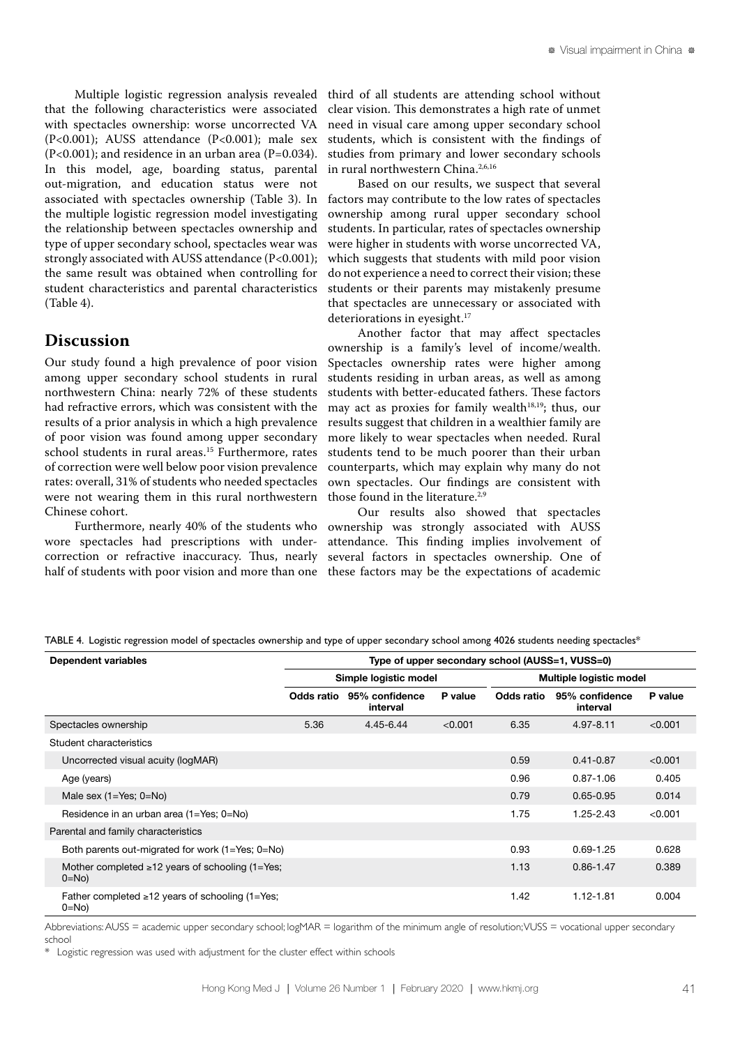Multiple logistic regression analysis revealed that the following characteristics were associated with spectacles ownership: worse uncorrected VA (P<0.001); AUSS attendance (P<0.001); male sex (P<0.001); and residence in an urban area (P=0.034). In this model, age, boarding status, parental out-migration, and education status were not associated with spectacles ownership (Table 3). In the multiple logistic regression model investigating the relationship between spectacles ownership and type of upper secondary school, spectacles wear was strongly associated with AUSS attendance (P<0.001); the same result was obtained when controlling for student characteristics and parental characteristics (Table 4).

## Discussion

Our study found a high prevalence of poor vision among upper secondary school students in rural northwestern China: nearly 72% of these students had refractive errors, which was consistent with the results of a prior analysis in which a high prevalence of poor vision was found among upper secondary school students in rural areas.[15] Furthermore, rates of correction were well below poor vision prevalence rates: overall, 31% of students who needed spectacles were not wearing them in this rural northwestern Chinese cohort.

Furthermore, nearly 40% of the students who wore spectacles had prescriptions with under-correction or refractive inaccuracy. Thus, nearly half of students with poor vision and more than one third of all students are attending school without clear vision. This demonstrates a high rate of unmet need in visual care among upper secondary school students, which is consistent with the findings of studies from primary and lower secondary schools in rural northwestern China.[2,6,16]

Based on our results, we suspect that several factors may contribute to the low rates of spectacles ownership among rural upper secondary school students. In particular, rates of spectacles ownership were higher in students with worse uncorrected VA, which suggests that students with mild poor vision do not experience a need to correct their vision; these students or their parents may mistakenly presume that spectacles are unnecessary or associated with deteriorations in eyesight.[17]

Another factor that may affect spectacles ownership is a family's level of income/wealth. Spectacles ownership rates were higher among students residing in urban areas, as well as among students with better-educated fathers. These factors may act as proxies for family wealth[18,19]; thus, our results suggest that children in a wealthier family are more likely to wear spectacles when needed. Rural students tend to be much poorer than their urban counterparts, which may explain why many do not own spectacles. Our findings are consistent with those found in the literature.[2,9]

Our results also showed that spectacles ownership was strongly associated with AUSS attendance. This finding implies involvement of several factors in spectacles ownership. One of these factors may be the expectations of academic

TABLE 4. Logistic regression model of spectacles ownership and type of upper secondary school among 4026 students needing spectacles*

| Dependent variables | Type of upper secondary school (AUSS=1, VUSS=0) | | | | | |
|---|---|---|---|---|---|---|
| | Simple logistic model | | | Multiple logistic model | | |
| | Odds ratio | 95% confidence interval | P value | Odds ratio | 95% confidence interval | P value |
| Spectacles ownership | 5.36 | 4.45-6.44 | <0.001 | 6.35 | 4.97-8.11 | <0.001 |
| Student characteristics | | | | | | |
| Uncorrected visual acuity (logMAR) | | | | 0.59 | 0.41-0.87 | <0.001 |
| Age (years) | | | | 0.96 | 0.87-1.06 | 0.405 |
| Male sex (1=Yes; 0=No) | | | | 0.79 | 0.65-0.95 | 0.014 |
| Residence in an urban area (1=Yes; 0=No) | | | | 1.75 | 1.25-2.43 | <0.001 |
| Parental and family characteristics | | | | | | |
| Both parents out-migrated for work (1=Yes; 0=No) | | | | 0.93 | 0.69-1.25 | 0.628 |
| Mother completed ≥12 years of schooling (1=Yes; 0=No) | | | | 1.13 | 0.86-1.47 | 0.389 |
| Father completed ≥12 years of schooling (1=Yes; 0=No) | | | | 1.42 | 1.12-1.81 | 0.004 |

Abbreviations: AUSS = academic upper secondary school; logMAR = logarithm of the minimum angle of resolution; VUSS = vocational upper secondary school

\* Logistic regression was used with adjustment for the cluster effect within schools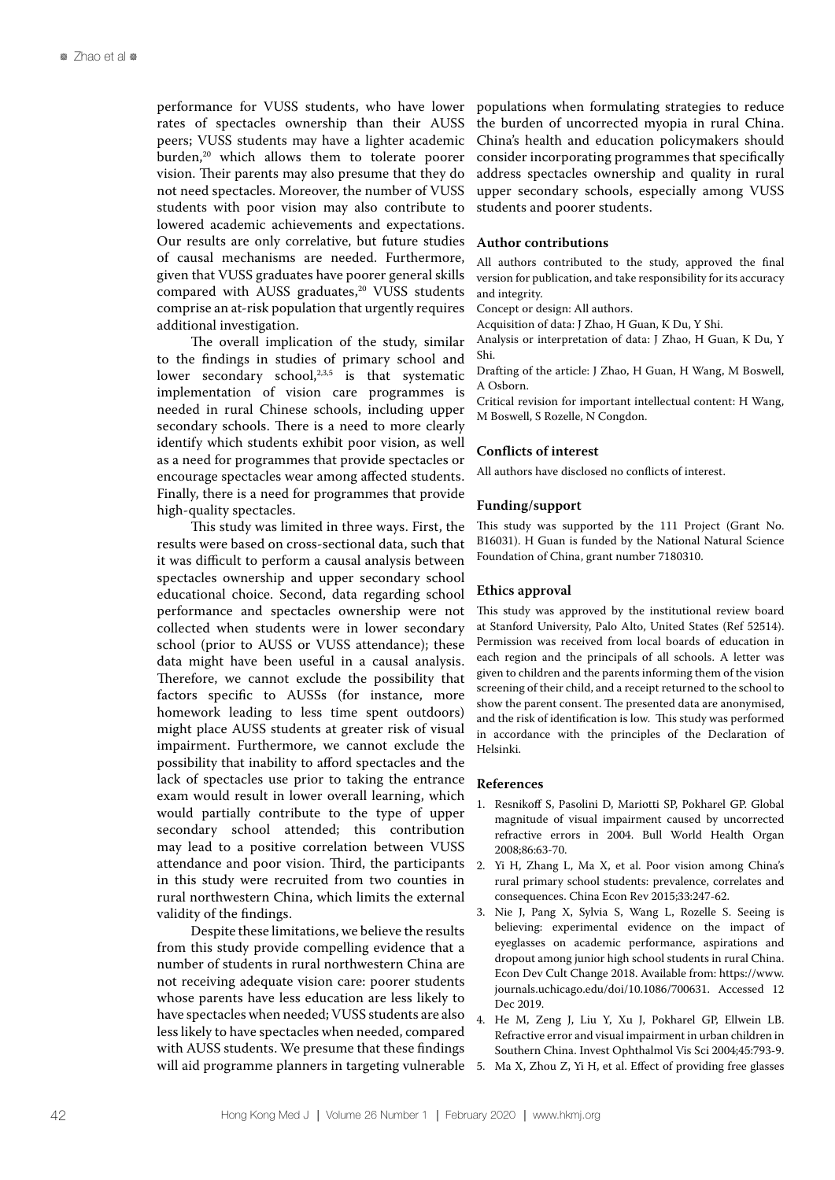performance for VUSS students, who have lower rates of spectacles ownership than their AUSS peers; VUSS students may have a lighter academic burden,[20] which allows them to tolerate poorer vision. Their parents may also presume that they do not need spectacles. Moreover, the number of VUSS students with poor vision may also contribute to lowered academic achievements and expectations. Our results are only correlative, but future studies of causal mechanisms are needed. Furthermore, given that VUSS graduates have poorer general skills compared with AUSS graduates,[20] VUSS students comprise an at-risk population that urgently requires additional investigation.

The overall implication of the study, similar to the findings in studies of primary school and lower secondary school,[2,3,5] is that systematic implementation of vision care programmes is needed in rural Chinese schools, including upper secondary schools. There is a need to more clearly identify which students exhibit poor vision, as well as a need for programmes that provide spectacles or encourage spectacles wear among affected students. Finally, there is a need for programmes that provide high-quality spectacles.

This study was limited in three ways. First, the results were based on cross-sectional data, such that it was difficult to perform a causal analysis between spectacles ownership and upper secondary school educational choice. Second, data regarding school performance and spectacles ownership were not collected when students were in lower secondary school (prior to AUSS or VUSS attendance); these data might have been useful in a causal analysis. Therefore, we cannot exclude the possibility that factors specific to AUSSs (for instance, more homework leading to less time spent outdoors) might place AUSS students at greater risk of visual impairment. Furthermore, we cannot exclude the possibility that inability to afford spectacles and the lack of spectacles use prior to taking the entrance exam would result in lower overall learning, which would partially contribute to the type of upper secondary school attended; this contribution may lead to a positive correlation between VUSS attendance and poor vision. Third, the participants in this study were recruited from two counties in rural northwestern China, which limits the external validity of the findings.

Despite these limitations, we believe the results from this study provide compelling evidence that a number of students in rural northwestern China are not receiving adequate vision care: poorer students whose parents have less education are less likely to have spectacles when needed; VUSS students are also less likely to have spectacles when needed, compared with AUSS students. We presume that these findings will aid programme planners in targeting vulnerable populations when formulating strategies to reduce the burden of uncorrected myopia in rural China. China's health and education policymakers should consider incorporating programmes that specifically address spectacles ownership and quality in rural upper secondary schools, especially among VUSS students and poorer students.

## Author contributions

All authors contributed to the study, approved the final version for publication, and take responsibility for its accuracy and integrity.

Concept or design: All authors.

Acquisition of data: J Zhao, H Guan, K Du, Y Shi.

Analysis or interpretation of data: J Zhao, H Guan, K Du, Y Shi.

Drafting of the article: J Zhao, H Guan, H Wang, M Boswell, A Osborn.

Critical revision for important intellectual content: H Wang, M Boswell, S Rozelle, N Congdon.

## Conflicts of interest

All authors have disclosed no conflicts of interest.

## Funding/support

This study was supported by the 111 Project (Grant No. B16031). H Guan is funded by the National Natural Science Foundation of China, grant number 7180310.

## Ethics approval

This study was approved by the institutional review board at Stanford University, Palo Alto, United States (Ref 52514). Permission was received from local boards of education in each region and the principals of all schools. A letter was given to children and the parents informing them of the vision screening of their child, and a receipt returned to the school to show the parent consent. The presented data are anonymised, and the risk of identification is low. This study was performed in accordance with the principles of the Declaration of Helsinki.

## References

1. Resnikoff S, Pasolini D, Mariotti SP, Pokharel GP. Global magnitude of visual impairment caused by uncorrected refractive errors in 2004. Bull World Health Organ 2008;86:63-70.
2. Yi H, Zhang L, Ma X, et al. Poor vision among China's rural primary school students: prevalence, correlates and consequences. China Econ Rev 2015;33:247-62.
3. Nie J, Pang X, Sylvia S, Wang L, Rozelle S. Seeing is believing: experimental evidence on the impact of eyeglasses on academic performance, aspirations and dropout among junior high school students in rural China. Econ Dev Cult Change 2018. Available from: https://www.journals.uchicago.edu/doi/10.1086/700631. Accessed 12 Dec 2019.
4. He M, Zeng J, Liu Y, Xu J, Pokharel GP, Ellwein LB. Refractive error and visual impairment in urban children in Southern China. Invest Ophthalmol Vis Sci 2004;45:793-9.
5. Ma X, Zhou Z, Yi H, et al. Effect of providing free glasses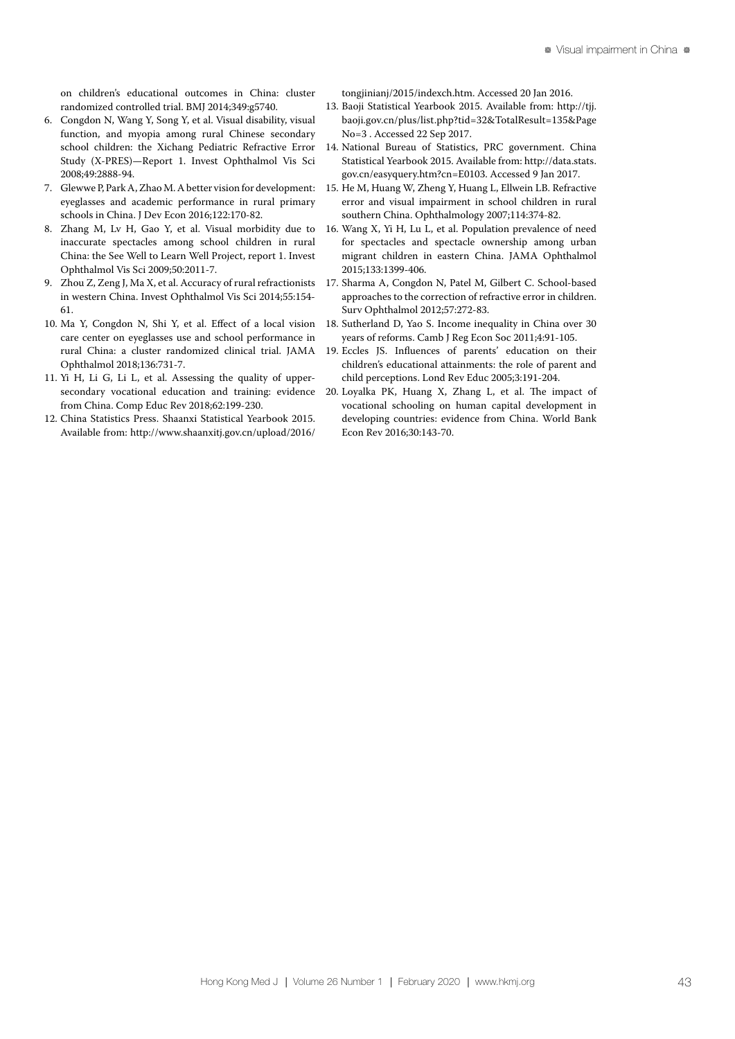on children's educational outcomes in China: cluster randomized controlled trial. BMJ 2014;349:g5740.

6. Congdon N, Wang Y, Song Y, et al. Visual disability, visual function, and myopia among rural Chinese secondary school children: the Xichang Pediatric Refractive Error Study (X-PRES)—Report 1. Invest Ophthalmol Vis Sci 2008;49:2888-94.
7. Glewwe P, Park A, Zhao M. A better vision for development: eyeglasses and academic performance in rural primary schools in China. J Dev Econ 2016;122:170-82.
8. Zhang M, Lv H, Gao Y, et al. Visual morbidity due to inaccurate spectacles among school children in rural China: the See Well to Learn Well Project, report 1. Invest Ophthalmol Vis Sci 2009;50:2011-7.
9. Zhou Z, Zeng J, Ma X, et al. Accuracy of rural refractionists in western China. Invest Ophthalmol Vis Sci 2014;55:154-61.
10. Ma Y, Congdon N, Shi Y, et al. Effect of a local vision care center on eyeglasses use and school performance in rural China: a cluster randomized clinical trial. JAMA Ophthalmol 2018;136:731-7.
11. Yi H, Li G, Li L, et al. Assessing the quality of upper-secondary vocational education and training: evidence from China. Comp Educ Rev 2018;62:199-230.
12. China Statistics Press. Shaanxi Statistical Yearbook 2015. Available from: http://www.shaanxitj.gov.cn/upload/2016/tongjinianj/2015/indexch.htm. Accessed 20 Jan 2016.
13. Baoji Statistical Yearbook 2015. Available from: http://tjj.baoji.gov.cn/plus/list.php?tid=32&TotalResult=135&PageNo=3 . Accessed 22 Sep 2017.
14. National Bureau of Statistics, PRC government. China Statistical Yearbook 2015. Available from: http://data.stats.gov.cn/easyquery.htm?cn=E0103. Accessed 9 Jan 2017.
15. He M, Huang W, Zheng Y, Huang L, Ellwein LB. Refractive error and visual impairment in school children in rural southern China. Ophthalmology 2007;114:374-82.
16. Wang X, Yi H, Lu L, et al. Population prevalence of need for spectacles and spectacle ownership among urban migrant children in eastern China. JAMA Ophthalmol 2015;133:1399-406.
17. Sharma A, Congdon N, Patel M, Gilbert C. School-based approaches to the correction of refractive error in children. Surv Ophthalmol 2012;57:272-83.
18. Sutherland D, Yao S. Income inequality in China over 30 years of reforms. Camb J Reg Econ Soc 2011;4:91-105.
19. Eccles JS. Influences of parents' education on their children's educational attainments: the role of parent and child perceptions. Lond Rev Educ 2005;3:191-204.
20. Loyalka PK, Huang X, Zhang L, et al. The impact of vocational schooling on human capital development in developing countries: evidence from China. World Bank Econ Rev 2016;30:143-70.